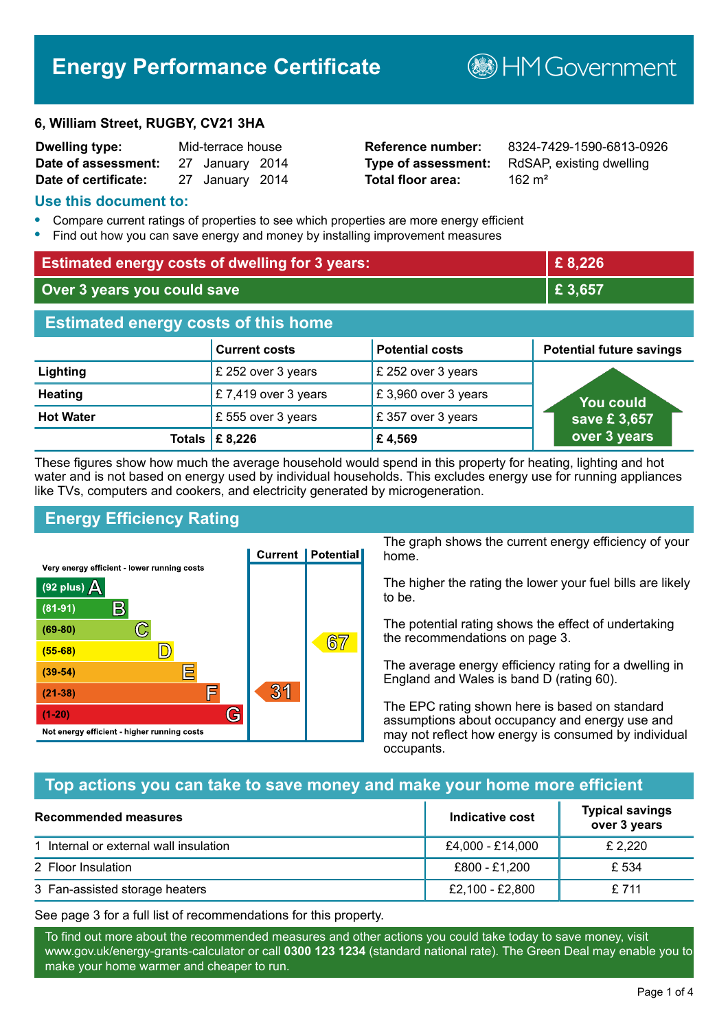# Energy Performance Certificate

HM Government

**6, William Street, RUGBY, CV21 3HA**

| | | | |
|---|---|---|---|
| **Dwelling type:** | Mid-terrace house | **Reference number:** | 8324-7429-1590-6813-0926 |
| **Date of assessment:** | 27 January 2014 | **Type of assessment:** | RdSAP, existing dwelling |
| **Date of certificate:** | 27 January 2014 | **Total floor area:** | 162 m² |

## Use this document to:

- Compare current ratings of properties to see which properties are more energy efficient
- Find out how you can save energy and money by installing improvement measures

| | |
|---|---|
| **Estimated energy costs of dwelling for 3 years:** | **£ 8,226** |
| **Over 3 years you could save** | **£ 3,657** |

## Estimated energy costs of this home

| | Current costs | Potential costs | Potential future savings |
|---|---|---|---|
| **Lighting** | £ 252 over 3 years | £ 252 over 3 years | You could save £ 3,657 over 3 years |
| **Heating** | £ 7,419 over 3 years | £ 3,960 over 3 years | |
| **Hot Water** | £ 555 over 3 years | £ 357 over 3 years | |
| **Totals** | **£ 8,226** | **£ 4,569** | |

These figures show how much the average household would spend in this property for heating, lighting and hot water and is not based on energy used by individual households. This excludes energy use for running appliances like TVs, computers and cookers, and electricity generated by microgeneration.

## Energy Efficiency Rating

| Rating band | Current | Potential |
|---|---|---|
| Very energy efficient - lower running costs | | |
| (92 plus) A | | |
| (81-91) B | | |
| (69-80) C | | |
| (55-68) D | | 67 |
| (39-54) E | | |
| (21-38) F | 31 | |
| (1-20) G | | |
| Not energy efficient - higher running costs | | |

The graph shows the current energy efficiency of your home.

The higher the rating the lower your fuel bills are likely to be.

The potential rating shows the effect of undertaking the recommendations on page 3.

The average energy efficiency rating for a dwelling in England and Wales is band D (rating 60).

The EPC rating shown here is based on standard assumptions about occupancy and energy use and may not reflect how energy is consumed by individual occupants.

## Top actions you can take to save money and make your home more efficient

| Recommended measures | Indicative cost | Typical savings over 3 years |
|---|---|---|
| 1 Internal or external wall insulation | £4,000 - £14,000 | £ 2,220 |
| 2 Floor Insulation | £800 - £1,200 | £ 534 |
| 3 Fan-assisted storage heaters | £2,100 - £2,800 | £ 711 |

See page 3 for a full list of recommendations for this property.

To find out more about the recommended measures and other actions you could take today to save money, visit www.gov.uk/energy-grants-calculator or call **0300 123 1234** (standard national rate). The Green Deal may enable you to make your home warmer and cheaper to run.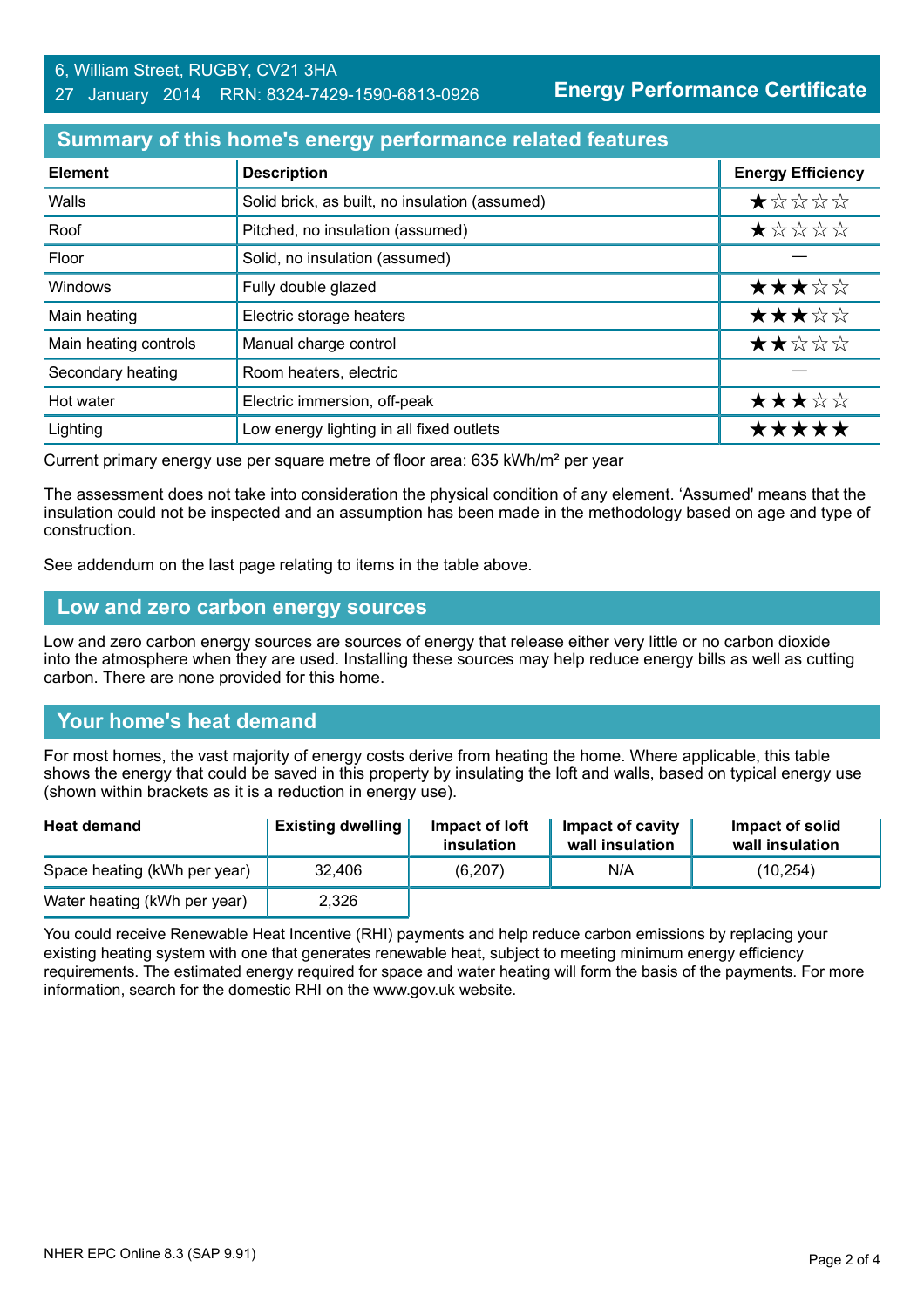6, William Street, RUGBY, CV21 3HA
27 January 2014 RRN: 8324-7429-1590-6813-0926

**Energy Performance Certificate**

## Summary of this home's energy performance related features

| Element | Description | Energy Efficiency |
|---|---|---|
| Walls | Solid brick, as built, no insulation (assumed) | ★☆☆☆☆ |
| Roof | Pitched, no insulation (assumed) | ★☆☆☆☆ |
| Floor | Solid, no insulation (assumed) | — |
| Windows | Fully double glazed | ★★★☆☆ |
| Main heating | Electric storage heaters | ★★★☆☆ |
| Main heating controls | Manual charge control | ★★☆☆☆ |
| Secondary heating | Room heaters, electric | — |
| Hot water | Electric immersion, off-peak | ★★★☆☆ |
| Lighting | Low energy lighting in all fixed outlets | ★★★★★ |

Current primary energy use per square metre of floor area: 635 kWh/m² per year

The assessment does not take into consideration the physical condition of any element. 'Assumed' means that the insulation could not be inspected and an assumption has been made in the methodology based on age and type of construction.

See addendum on the last page relating to items in the table above.

## Low and zero carbon energy sources

Low and zero carbon energy sources are sources of energy that release either very little or no carbon dioxide into the atmosphere when they are used. Installing these sources may help reduce energy bills as well as cutting carbon. There are none provided for this home.

## Your home's heat demand

For most homes, the vast majority of energy costs derive from heating the home. Where applicable, this table shows the energy that could be saved in this property by insulating the loft and walls, based on typical energy use (shown within brackets as it is a reduction in energy use).

| Heat demand | Existing dwelling | Impact of loft insulation | Impact of cavity wall insulation | Impact of solid wall insulation |
|---|---|---|---|---|
| Space heating (kWh per year) | 32,406 | (6,207) | N/A | (10,254) |
| Water heating (kWh per year) | 2,326 | | | |

You could receive Renewable Heat Incentive (RHI) payments and help reduce carbon emissions by replacing your existing heating system with one that generates renewable heat, subject to meeting minimum energy efficiency requirements. The estimated energy required for space and water heating will form the basis of the payments. For more information, search for the domestic RHI on the www.gov.uk website.

NHER EPC Online 8.3 (SAP 9.91)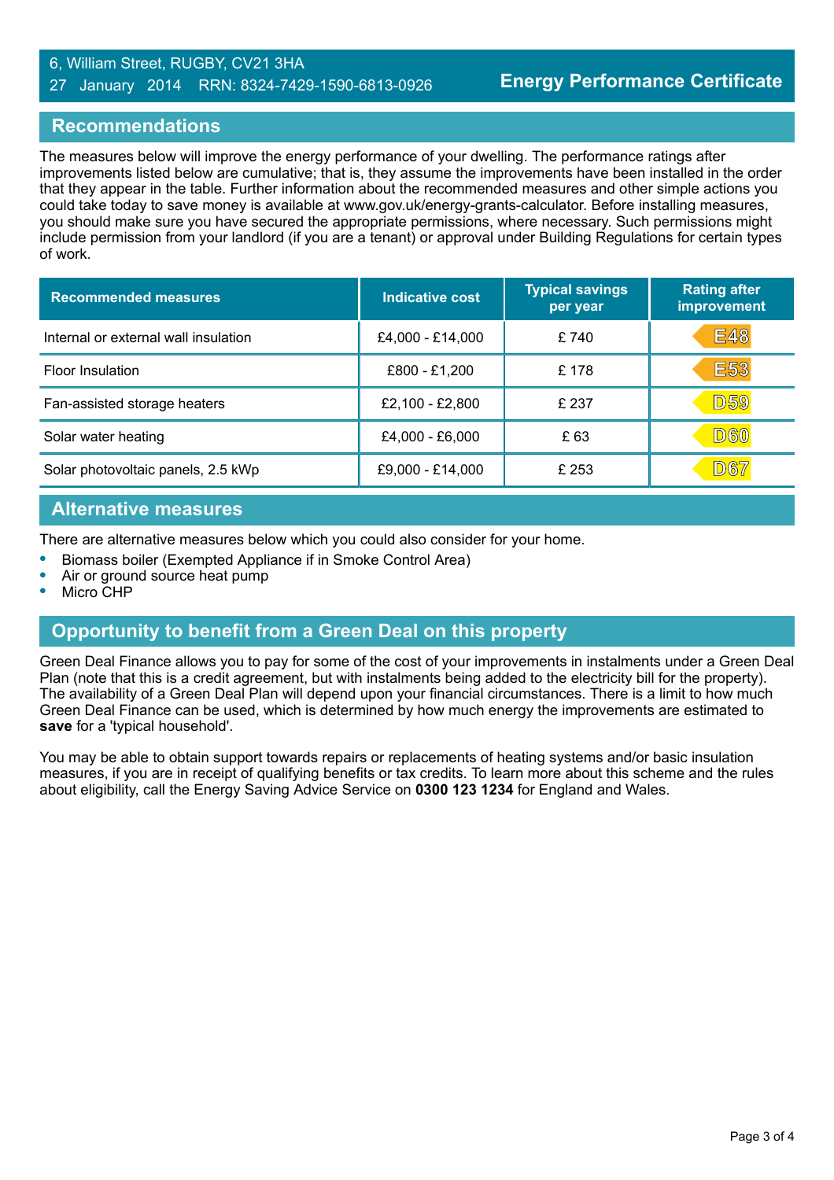6, William Street, RUGBY, CV21 3HA
27 January 2014 RRN: 8324-7429-1590-6813-0926

**Energy Performance Certificate**

## Recommendations

The measures below will improve the energy performance of your dwelling. The performance ratings after improvements listed below are cumulative; that is, they assume the improvements have been installed in the order that they appear in the table. Further information about the recommended measures and other simple actions you could take today to save money is available at www.gov.uk/energy-grants-calculator. Before installing measures, you should make sure you have secured the appropriate permissions, where necessary. Such permissions might include permission from your landlord (if you are a tenant) or approval under Building Regulations for certain types of work.

| Recommended measures | Indicative cost | Typical savings per year | Rating after improvement |
|---|---|---|---|
| Internal or external wall insulation | £4,000 - £14,000 | £ 740 | E48 |
| Floor Insulation | £800 - £1,200 | £ 178 | E53 |
| Fan-assisted storage heaters | £2,100 - £2,800 | £ 237 | D59 |
| Solar water heating | £4,000 - £6,000 | £ 63 | D60 |
| Solar photovoltaic panels, 2.5 kWp | £9,000 - £14,000 | £ 253 | D67 |

## Alternative measures

There are alternative measures below which you could also consider for your home.

- Biomass boiler (Exempted Appliance if in Smoke Control Area)
- Air or ground source heat pump
- Micro CHP

## Opportunity to benefit from a Green Deal on this property

Green Deal Finance allows you to pay for some of the cost of your improvements in instalments under a Green Deal Plan (note that this is a credit agreement, but with instalments being added to the electricity bill for the property). The availability of a Green Deal Plan will depend upon your financial circumstances. There is a limit to how much Green Deal Finance can be used, which is determined by how much energy the improvements are estimated to **save** for a 'typical household'.

You may be able to obtain support towards repairs or replacements of heating systems and/or basic insulation measures, if you are in receipt of qualifying benefits or tax credits. To learn more about this scheme and the rules about eligibility, call the Energy Saving Advice Service on **0300 123 1234** for England and Wales.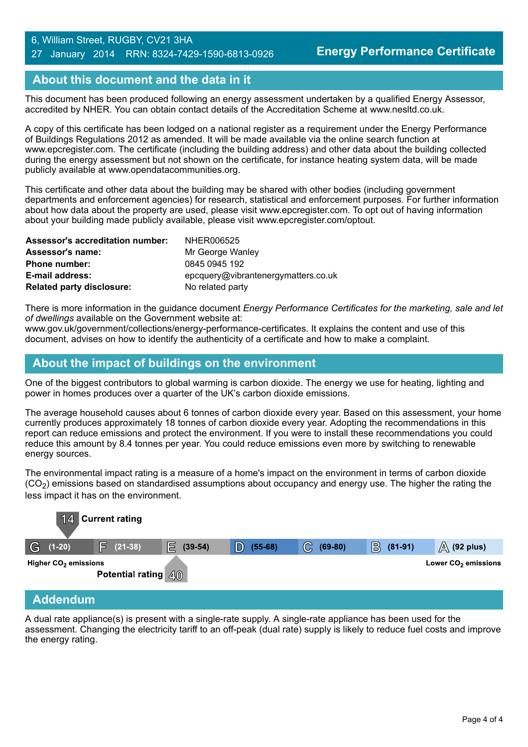6, William Street, RUGBY, CV21 3HA
27 January 2014 RRN: 8324-7429-1590-6813-0926

**Energy Performance Certificate**

## About this document and the data in it

This document has been produced following an energy assessment undertaken by a qualified Energy Assessor, accredited by NHER. You can obtain contact details of the Accreditation Scheme at www.nesltd.co.uk.

A copy of this certificate has been lodged on a national register as a requirement under the Energy Performance of Buildings Regulations 2012 as amended. It will be made available via the online search function at www.epcregister.com. The certificate (including the building address) and other data about the building collected during the energy assessment but not shown on the certificate, for instance heating system data, will be made publicly available at www.opendatacommunities.org.

This certificate and other data about the building may be shared with other bodies (including government departments and enforcement agencies) for research, statistical and enforcement purposes. For further information about how data about the property are used, please visit www.epcregister.com. To opt out of having information about your building made publicly available, please visit www.epcregister.com/optout.

| | |
|---|---|
| **Assessor's accreditation number:** | NHER006525 |
| **Assessor's name:** | Mr George Wanley |
| **Phone number:** | 0845 0945 192 |
| **E-mail address:** | epcquery@vibrantenergymatters.co.uk |
| **Related party disclosure:** | No related party |

There is more information in the guidance document *Energy Performance Certificates for the marketing, sale and let of dwellings* available on the Government website at: www.gov.uk/government/collections/energy-performance-certificates. It explains the content and use of this document, advises on how to identify the authenticity of a certificate and how to make a complaint.

## About the impact of buildings on the environment

One of the biggest contributors to global warming is carbon dioxide. The energy we use for heating, lighting and power in homes produces over a quarter of the UK's carbon dioxide emissions.

The average household causes about 6 tonnes of carbon dioxide every year. Based on this assessment, your home currently produces approximately 18 tonnes of carbon dioxide every year. Adopting the recommendations in this report can reduce emissions and protect the environment. If you were to install these recommendations you could reduce this amount by 8.4 tonnes per year. You could reduce emissions even more by switching to renewable energy sources.

The environmental impact rating is a measure of a home's impact on the environment in terms of carbon dioxide ($CO_2$) emissions based on standardised assumptions about occupancy and energy use. The higher the rating the less impact it has on the environment.

14 Current rating

G (1-20) F (21-38) E (39-54) D (55-68) C (69-80) B (81-91) A (92 plus)

Higher $CO_2$ emissions

Lower $CO_2$ emissions

Potential rating 40

## Addendum

A dual rate appliance(s) is present with a single-rate supply. A single-rate appliance has been used for the assessment. Changing the electricity tariff to an off-peak (dual rate) supply is likely to reduce fuel costs and improve the energy rating.